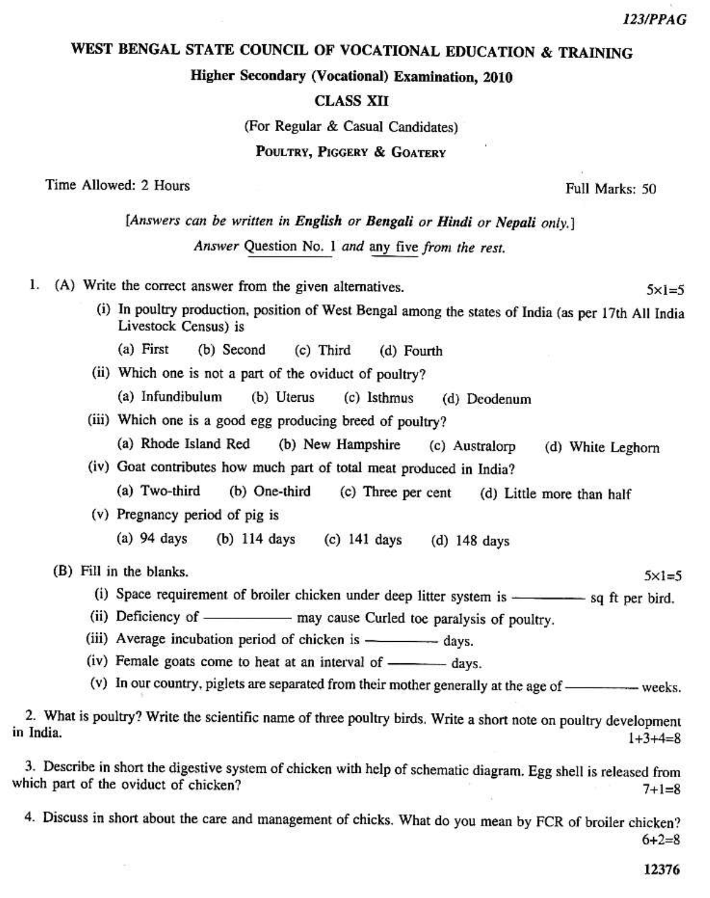123/PPAG

# WEST BENGAL STATE COUNCIL OF VOCATIONAL EDUCATION & TRAINING

## Higher Secondary (Vocational) Examination, 2010

## CLASS XII

(For Regular & Casual Candidates)

## POULTRY, PIGGERY & GOATERY

Time Allowed: 2 Hours | Full Marks: 50

*[Answers can be written in English or Bengali or Hindi or Nepali only.]*

*Answer Question No. 1 and any five from the rest.*

1. (A) Write the correct answer from the given alternatives. $5 \times 1 = 5$

   (i) In poultry production, position of West Bengal among the states of India (as per 17th All India Livestock Census) is

   (a) First (b) Second (c) Third (d) Fourth

   (ii) Which one is not a part of the oviduct of poultry?

   (a) Infundibulum (b) Uterus (c) Isthmus (d) Deodenum

   (iii) Which one is a good egg producing breed of poultry?

   (a) Rhode Island Red (b) New Hampshire (c) Australorp (d) White Leghorn

   (iv) Goat contributes how much part of total meat produced in India?

   (a) Two-third (b) One-third (c) Three per cent (d) Little more than half

   (v) Pregnancy period of pig is

   (a) 94 days (b) 114 days (c) 141 days (d) 148 days

   (B) Fill in the blanks. $5 \times 1 = 5$

   (i) Space requirement of broiler chicken under deep litter system is ———— sq ft per bird.

   (ii) Deficiency of ———— may cause Curled toe paralysis of poultry.

   (iii) Average incubation period of chicken is ———— days.

   (iv) Female goats come to heat at an interval of ———— days.

   (v) In our country, piglets are separated from their mother generally at the age of ———— weeks.

2. What is poultry? Write the scientific name of three poultry birds. Write a short note on poultry development in India. $1+3+4=8$

3. Describe in short the digestive system of chicken with help of schematic diagram. Egg shell is released from which part of the oviduct of chicken? $7+1=8$

4. Discuss in short about the care and management of chicks. What do you mean by FCR of broiler chicken? $6+2=8$

12376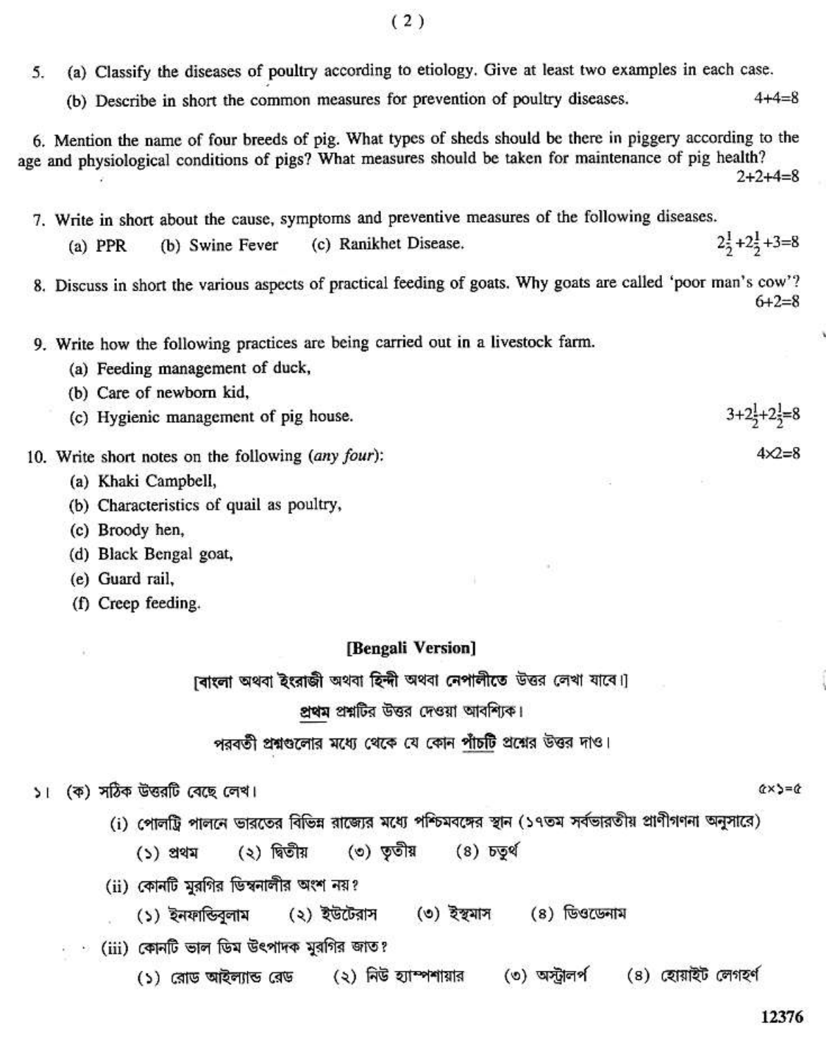5. (a) Classify the diseases of poultry according to etiology. Give at least two examples in each case.

   (b) Describe in short the common measures for prevention of poultry diseases. 4+4=8

6. Mention the name of four breeds of pig. What types of sheds should be there in piggery according to the age and physiological conditions of pigs? What measures should be taken for maintenance of pig health? 2+2+4=8

7. Write in short about the cause, symptoms and preventive measures of the following diseases.

   (a) PPR (b) Swine Fever (c) Ranikhet Disease. $2\frac{1}{2}+2\frac{1}{2}+3=8$

8. Discuss in short the various aspects of practical feeding of goats. Why goats are called 'poor man's cow'? 6+2=8

9. Write how the following practices are being carried out in a livestock farm.

   (a) Feeding management of duck,

   (b) Care of newborn kid,

   (c) Hygienic management of pig house. $3+2\frac{1}{2}+2\frac{1}{2}=8$

10. Write short notes on the following (*any four*): 4×2=8

    (a) Khaki Campbell,

    (b) Characteristics of quail as poultry,

    (c) Broody hen,

    (d) Black Bengal goat,

    (e) Guard rail,

    (f) Creep feeding.

## [Bengali Version]

[বাংলা অথবা ইংরাজী অথবা হিন্দী অথবা নেপালীতে উত্তর লেখা যাবে।]

প্রথম প্রশ্নটির উত্তর দেওয়া আবশ্যিক।

পরবর্তী প্রশ্নগুলোর মধ্যে থেকে যে কোন পাঁচটি প্রশ্নের উত্তর দাও।

১। (ক) সঠিক উত্তরটি বেছে লেখ। ৫×১=৫

(i) পোলট্রি পালনে ভারতের বিভিন্ন রাজ্যের মধ্যে পশ্চিমবঙ্গের স্থান (১৭তম সর্বভারতীয় প্রাণীগণনা অনুসারে)

(১) প্রথম (২) দ্বিতীয় (৩) তৃতীয় (৪) চতুর্থ

(ii) কোনটি মুরগির ডিম্বনালীর অংশ নয়?

(১) ইনফান্ডিবুলাম (২) ইউটেরাস (৩) ইস্থমাস (৪) ডিওডেনাম

(iii) কোনটি ভাল ডিম উৎপাদক মুরগির জাত?

(১) রোড আইল্যান্ড রেড (২) নিউ হ্যাম্পশায়ার (৩) অস্ট্রালর্প (৪) হোয়াইট লেগহর্ণ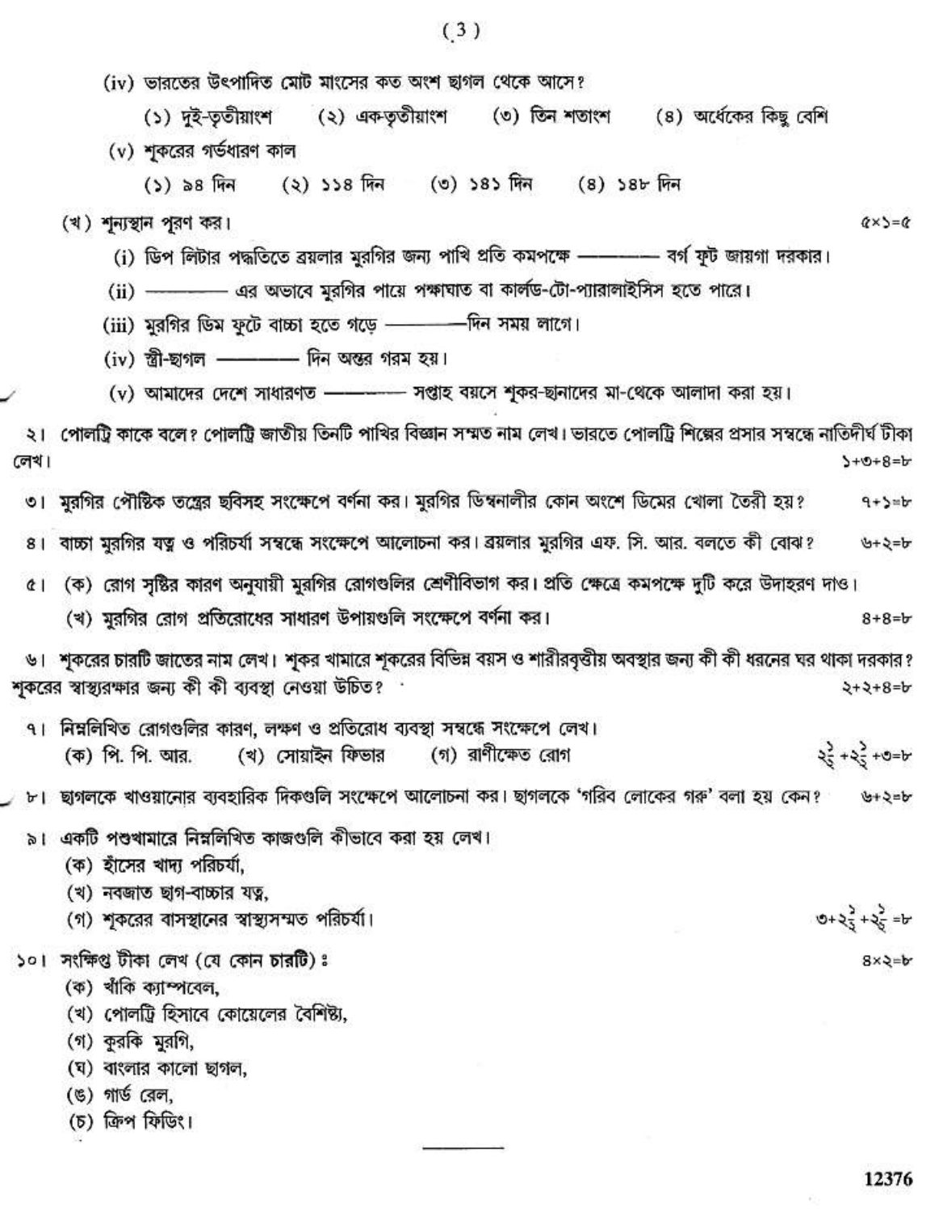(iv) ভারতের উৎপাদিত মোট মাংসের কত অংশ ছাগল থেকে আসে?

(১) দুই-তৃতীয়াংশ (২) এক-তৃতীয়াংশ (৩) তিন শতাংশ (৪) অর্ধেকের কিছু বেশি

(v) শূকরের গর্ভধারণ কাল

(১) ৯৪ দিন (২) ১১৪ দিন (৩) ১৪১ দিন (৪) ১৪৮ দিন

(খ) শূন্যস্থান পূরণ কর। ৫×১=৫

(i) ডিপ লিটার পদ্ধতিতে ব্রয়লার মুরগির জন্য পাখি প্রতি কমপক্ষে ———— বর্গ ফুট জায়গা দরকার।

(ii) ———— এর অভাবে মুরগির পায়ে পক্ষাঘাত বা কার্লড-টো-প্যারালাইসিস হতে পারে।

(iii) মুরগির ডিম ফুটে বাচ্চা হতে গড়ে ————দিন সময় লাগে।

(iv) স্ত্রী-ছাগল ———— দিন অন্তর গরম হয়।

(v) আমাদের দেশে সাধারণত ———— সপ্তাহ বয়সে শূকর-ছানাদের মা-থেকে আলাদা করা হয়।

২। পোলট্রি কাকে বলে? পোলট্রি জাতীয় তিনটি পাখির বিজ্ঞান সম্মত নাম লেখ। ভারতে পোলট্রি শিল্পের প্রসার সম্বন্ধে নাতিদীর্ঘ টীকা লেখ। ১+৩+৪=৮

৩। মুরগির পৌষ্টিক তন্ত্রের ছবিসহ সংক্ষেপে বর্ণনা কর। মুরগির ডিম্বনালীর কোন অংশে ডিমের খোলা তৈরী হয়? ৭+১=৮

৪। বাচ্চা মুরগির যত্ন ও পরিচর্যা সম্বন্ধে সংক্ষেপে আলোচনা কর। ব্রয়লার মুরগির এফ. সি. আর. বলতে কী বোঝ? ৬+২=৮

৫। (ক) রোগ সৃষ্টির কারণ অনুযায়ী মুরগির রোগগুলির শ্রেণীবিভাগ কর। প্রতি ক্ষেত্রে কমপক্ষে দুটি করে উদাহরণ দাও।

(খ) মুরগির রোগ প্রতিরোধের সাধারণ উপায়গুলি সংক্ষেপে বর্ণনা কর। ৪+৪=৮

৬। শূকরের চারটি জাতের নাম লেখ। শূকর খামারে শূকরের বিভিন্ন বয়স ও শারীরবৃত্তীয় অবস্থার জন্য কী কী ধরনের ঘর থাকা দরকার? শূকরের স্বাস্থ্যরক্ষার জন্য কী কী ব্যবস্থা নেওয়া উচিত? ২+২+৪=৮

৭। নিম্নলিখিত রোগগুলির কারণ, লক্ষণ ও প্রতিরোধ ব্যবস্থা সম্বন্ধে সংক্ষেপে লেখ।

(ক) পি. পি. আর. (খ) সোয়াইন ফিভার (গ) রাণীক্ষেত রোগ $২\frac{১}{২}+২\frac{১}{২}+৩=৮$

৮। ছাগলকে খাওয়ানোর ব্যবহারিক দিকগুলি সংক্ষেপে আলোচনা কর। ছাগলকে 'গরিব লোকের গরু' বলা হয় কেন? ৬+২=৮

৯। একটি পশুখামারে নিম্নলিখিত কাজগুলি কীভাবে করা হয় লেখ।

(ক) হাঁসের খাদ্য পরিচর্যা,

(খ) নবজাত ছাগ-বাচ্চার যত্ন,

(গ) শূকরের বাসস্থানের স্বাস্থ্যসম্মত পরিচর্যা। $৩+২\frac{১}{২}+২\frac{১}{২}=৮$

১০। সংক্ষিপ্ত টীকা লেখ (যে কোন চারটি): ৪×২=৮

(ক) খাঁকি ক্যাম্পবেল,

(খ) পোলট্রি হিসাবে কোয়েলের বৈশিষ্ট্য,

(গ) কুরকি মুরগি,

(ঘ) বাংলার কালো ছাগল,

(ঙ) গার্ড রেল,

(চ) ক্রিপ ফিডিং।

12376